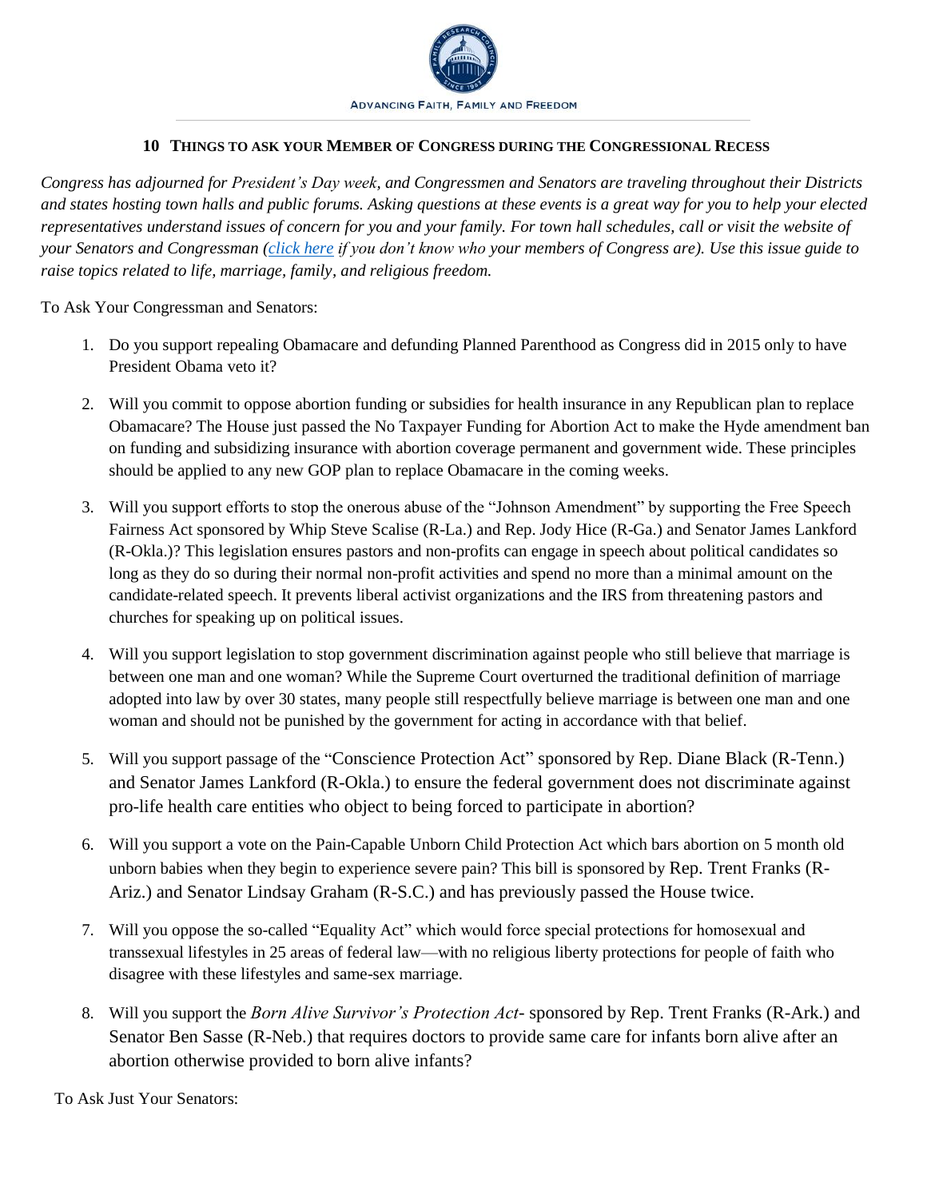ADVANCING FAITH, FAMILY AND FREEDOM

## 10 THINGS TO ASK YOUR MEMBER OF CONGRESS DURING THE CONGRESSIONAL RECESS

*Congress has adjourned for President's Day week, and Congressmen and Senators are traveling throughout their Districts and states hosting town halls and public forums. Asking questions at these events is a great way for you to help your elected representatives understand issues of concern for you and your family. For town hall schedules, call or visit the website of your Senators and Congressman (click here if you don't know who your members of Congress are). Use this issue guide to raise topics related to life, marriage, family, and religious freedom.*

To Ask Your Congressman and Senators:

1. Do you support repealing Obamacare and defunding Planned Parenthood as Congress did in 2015 only to have President Obama veto it?

2. Will you commit to oppose abortion funding or subsidies for health insurance in any Republican plan to replace Obamacare? The House just passed the No Taxpayer Funding for Abortion Act to make the Hyde amendment ban on funding and subsidizing insurance with abortion coverage permanent and government wide. These principles should be applied to any new GOP plan to replace Obamacare in the coming weeks.

3. Will you support efforts to stop the onerous abuse of the "Johnson Amendment" by supporting the Free Speech Fairness Act sponsored by Whip Steve Scalise (R-La.) and Rep. Jody Hice (R-Ga.) and Senator James Lankford (R-Okla.)? This legislation ensures pastors and non-profits can engage in speech about political candidates so long as they do so during their normal non-profit activities and spend no more than a minimal amount on the candidate-related speech. It prevents liberal activist organizations and the IRS from threatening pastors and churches for speaking up on political issues.

4. Will you support legislation to stop government discrimination against people who still believe that marriage is between one man and one woman? While the Supreme Court overturned the traditional definition of marriage adopted into law by over 30 states, many people still respectfully believe marriage is between one man and one woman and should not be punished by the government for acting in accordance with that belief.

5. Will you support passage of the "Conscience Protection Act" sponsored by Rep. Diane Black (R-Tenn.) and Senator James Lankford (R-Okla.) to ensure the federal government does not discriminate against pro-life health care entities who object to being forced to participate in abortion?

6. Will you support a vote on the Pain-Capable Unborn Child Protection Act which bars abortion on 5 month old unborn babies when they begin to experience severe pain? This bill is sponsored by Rep. Trent Franks (R-Ariz.) and Senator Lindsay Graham (R-S.C.) and has previously passed the House twice.

7. Will you oppose the so-called "Equality Act" which would force special protections for homosexual and transsexual lifestyles in 25 areas of federal law—with no religious liberty protections for people of faith who disagree with these lifestyles and same-sex marriage.

8. Will you support the *Born Alive Survivor's Protection Act*- sponsored by Rep. Trent Franks (R-Ark.) and Senator Ben Sasse (R-Neb.) that requires doctors to provide same care for infants born alive after an abortion otherwise provided to born alive infants?

To Ask Just Your Senators: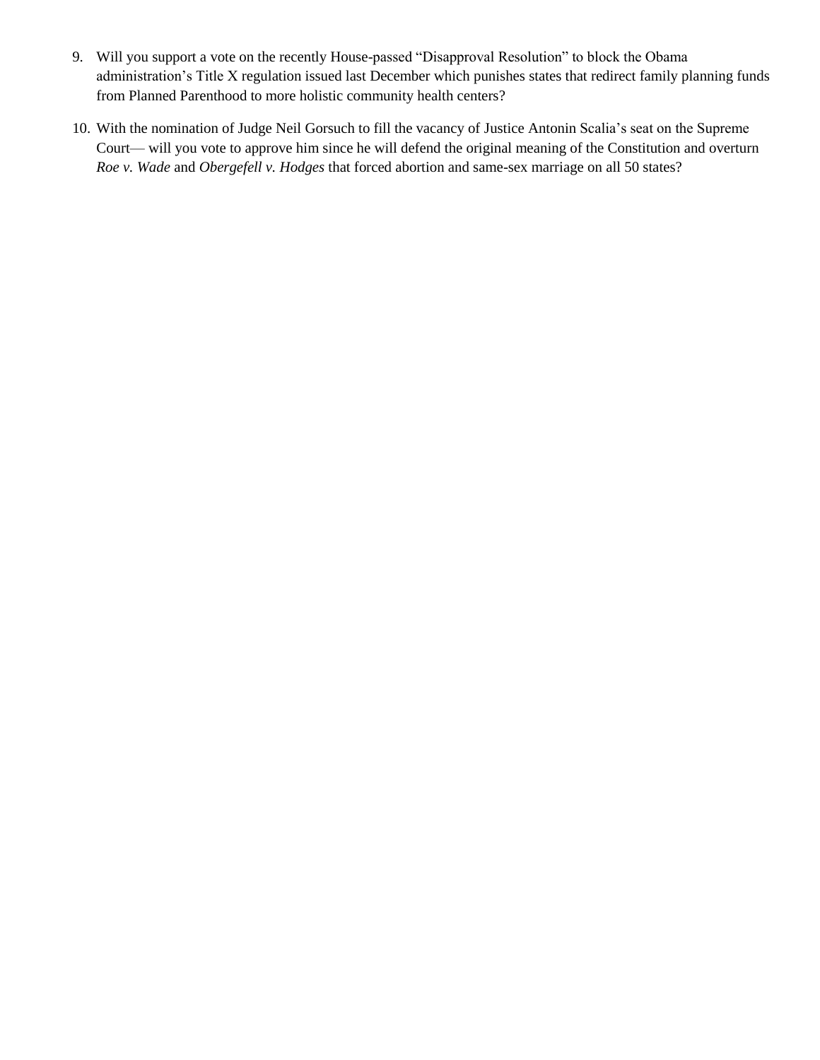9. Will you support a vote on the recently House-passed "Disapproval Resolution" to block the Obama administration's Title X regulation issued last December which punishes states that redirect family planning funds from Planned Parenthood to more holistic community health centers?

10. With the nomination of Judge Neil Gorsuch to fill the vacancy of Justice Antonin Scalia's seat on the Supreme Court— will you vote to approve him since he will defend the original meaning of the Constitution and overturn *Roe v. Wade* and *Obergefell v. Hodges* that forced abortion and same-sex marriage on all 50 states?